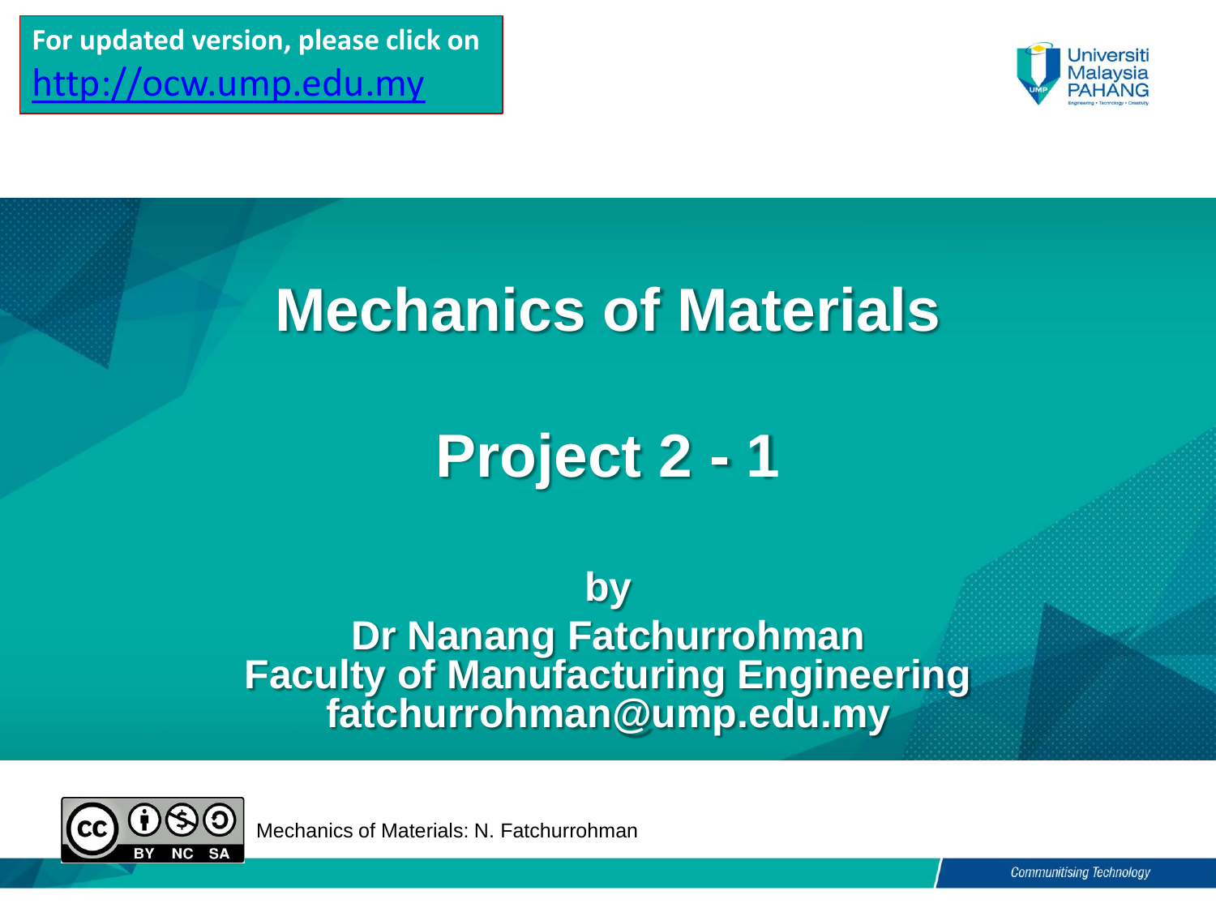For updated version, please click on [http://ocw.ump.edu.my](http://ocw.ump.edu.my)

Universiti Malaysia PAHANG

# Mechanics of Materials

# Project 2 - 1

**by**
**Dr Nanang Fatchurrohman**
**Faculty of Manufacturing Engineering**
**fatchurrohman@ump.edu.my**

Mechanics of Materials: N. Fatchurrohman

*Communitising Technology*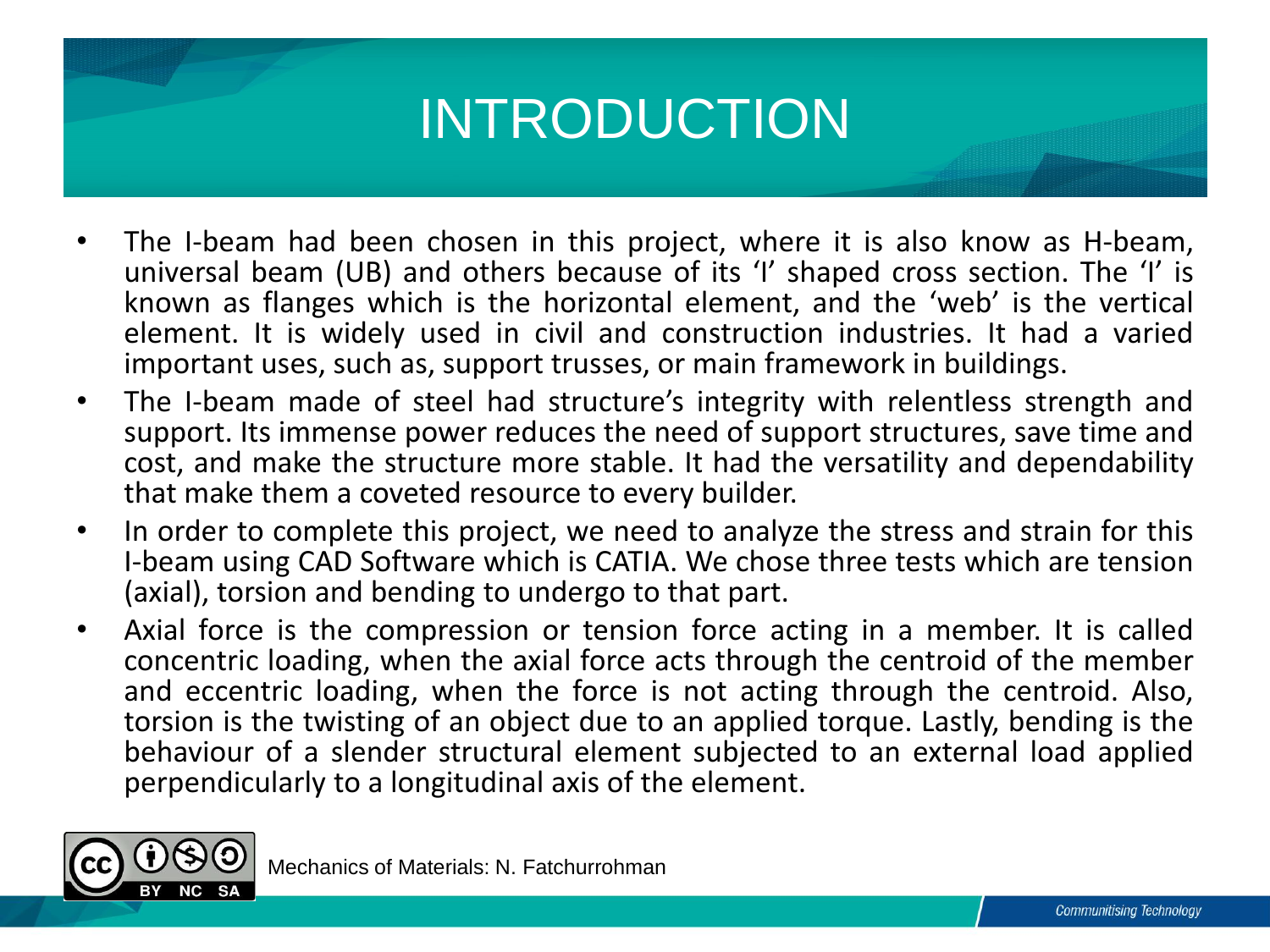# INTRODUCTION

- The I-beam had been chosen in this project, where it is also know as H-beam, universal beam (UB) and others because of its 'I' shaped cross section. The 'I' is known as flanges which is the horizontal element, and the 'web' is the vertical element. It is widely used in civil and construction industries. It had a varied important uses, such as, support trusses, or main framework in buildings.
- The I-beam made of steel had structure's integrity with relentless strength and support. Its immense power reduces the need of support structures, save time and cost, and make the structure more stable. It had the versatility and dependability that make them a coveted resource to every builder.
- In order to complete this project, we need to analyze the stress and strain for this I-beam using CAD Software which is CATIA. We chose three tests which are tension (axial), torsion and bending to undergo to that part.
- Axial force is the compression or tension force acting in a member. It is called concentric loading, when the axial force acts through the centroid of the member and eccentric loading, when the force is not acting through the centroid. Also, torsion is the twisting of an object due to an applied torque. Lastly, bending is the behaviour of a slender structural element subjected to an external load applied perpendicularly to a longitudinal axis of the element.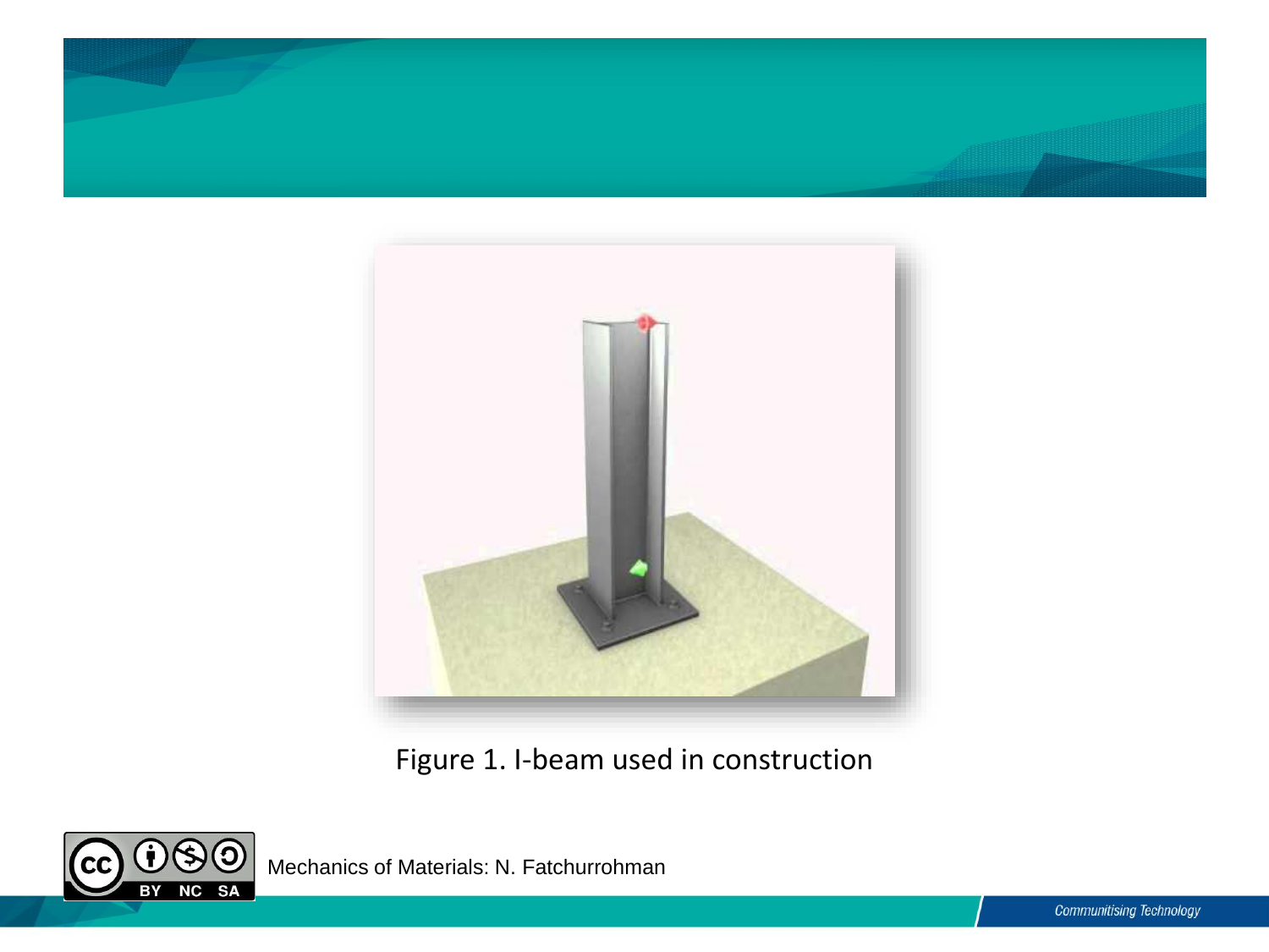Figure 1. I-beam used in construction